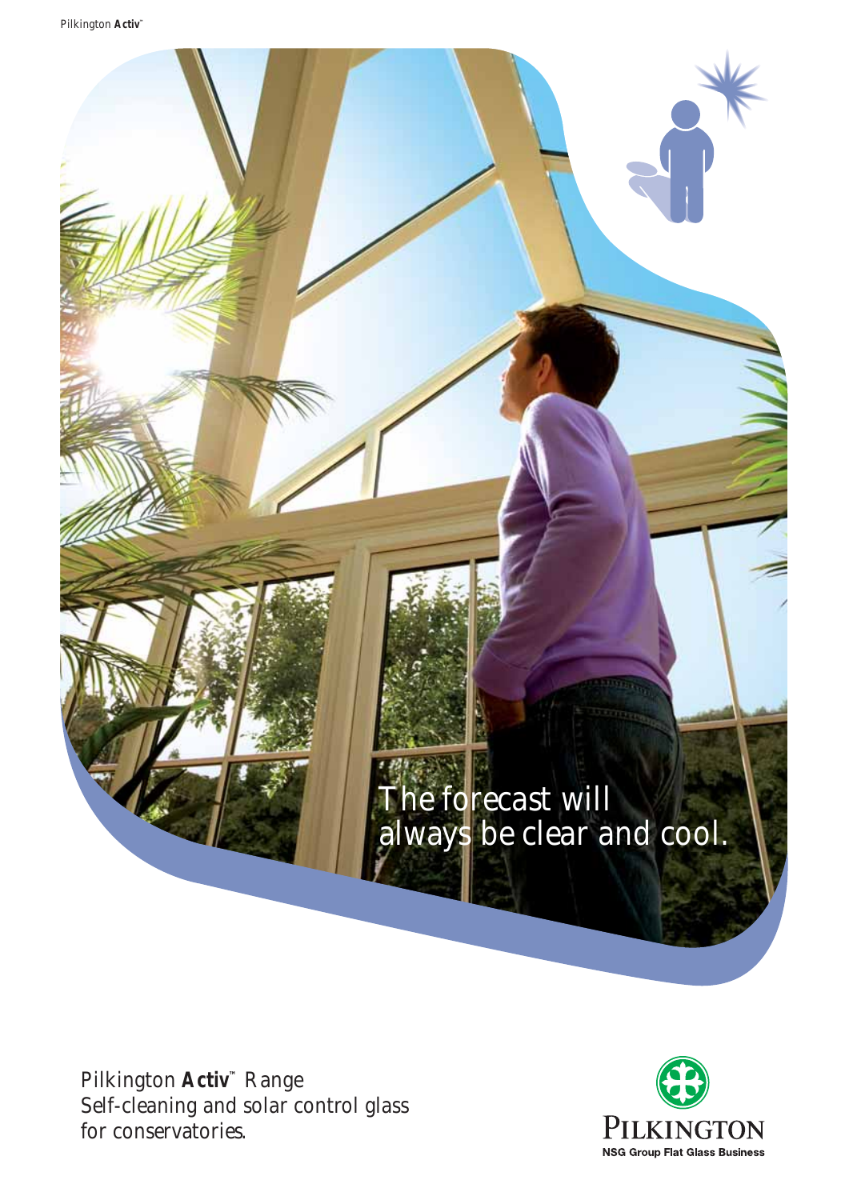The forecast will always be clear and cool.

# Pilkington **Activ**™ Range

Self-cleaning and solar control glass for conservatories.

PILKINGTON

NSG Group Flat Glass Business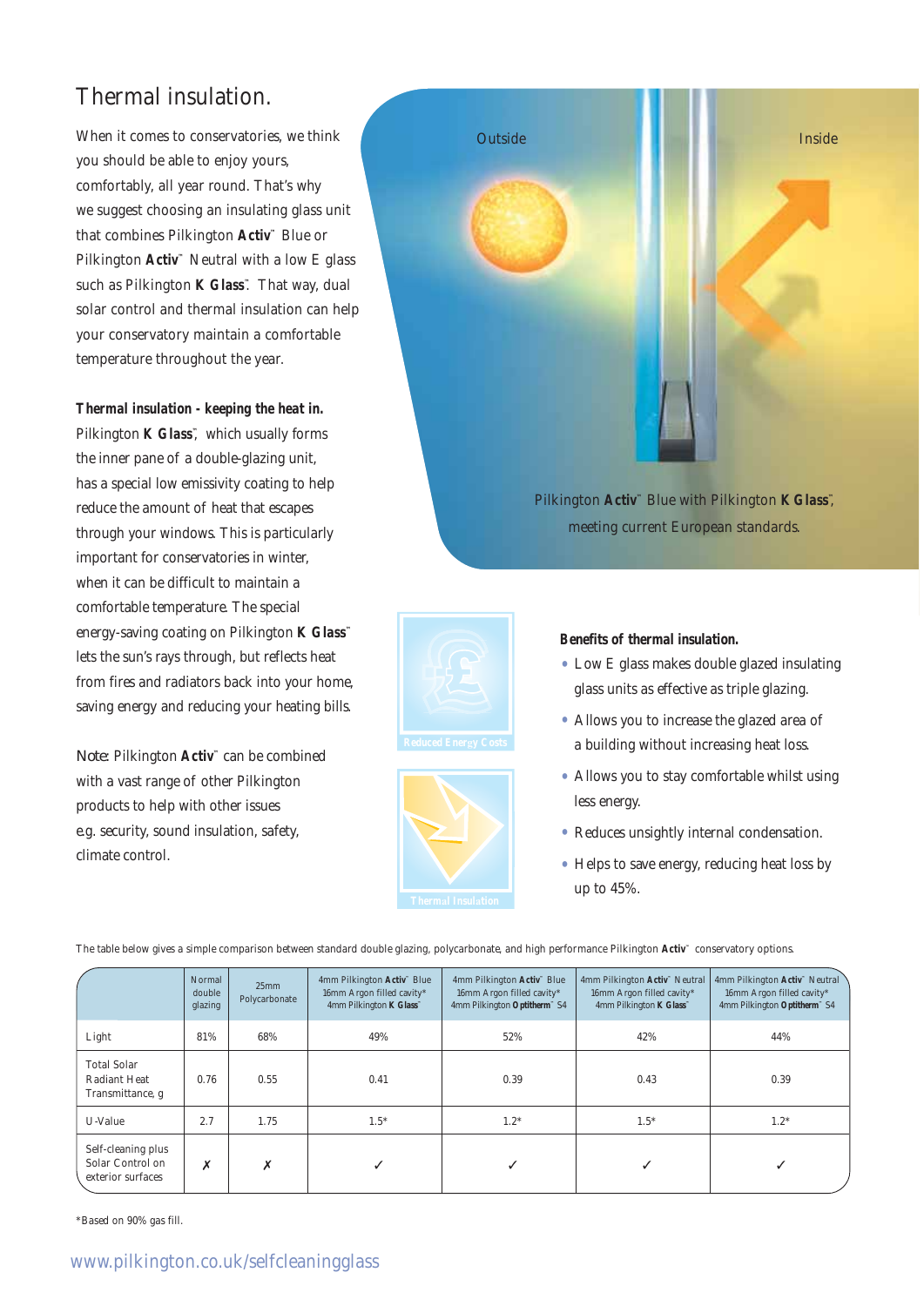# Thermal insulation.

When it comes to conservatories, we think you should be able to enjoy yours, comfortably, all year round. That's why we suggest choosing an insulating glass unit that combines Pilkington **Activ**™ Blue or Pilkington **Activ**™ Neutral with a low E glass such as Pilkington **K Glass**™. That way, dual solar control and thermal insulation can help your conservatory maintain a comfortable temperature throughout the year.

**Thermal insulation - keeping the heat in.**

Pilkington **K Glass**™, which usually forms the inner pane of a double-glazing unit, has a special low emissivity coating to help reduce the amount of heat that escapes through your windows. This is particularly important for conservatories in winter, when it can be difficult to maintain a comfortable temperature. The special energy-saving coating on Pilkington **K Glass**™ lets the sun's rays through, but reflects heat from fires and radiators back into your home, saving energy and reducing your heating bills.

Note: Pilkington **Activ**™ can be combined with a vast range of other Pilkington products to help with other issues e.g. security, sound insulation, safety, climate control.

Outside

Inside

Pilkington **Activ**™ Blue with Pilkington **K Glass**™, meeting current European standards.

Reduced Energy Costs

Thermal Insulation

**Benefits of thermal insulation.**

- Low E glass makes double glazed insulating glass units as effective as triple glazing.
- Allows you to increase the glazed area of a building without increasing heat loss.
- Allows you to stay comfortable whilst using less energy.
- Reduces unsightly internal condensation.
- Helps to save energy, reducing heat loss by up to 45%.

The table below gives a simple comparison between standard double glazing, polycarbonate, and high performance Pilkington **Activ**™ conservatory options.

| | Normal double glazing | 25mm Polycarbonate | 4mm Pilkington **Activ**™ Blue 16mm Argon filled cavity* 4mm Pilkington **K Glass**™ | 4mm Pilkington **Activ**™ Blue 16mm Argon filled cavity* 4mm Pilkington **Optitherm**™ S4 | 4mm Pilkington **Activ**™ Neutral 16mm Argon filled cavity* 4mm Pilkington **K Glass**™ | 4mm Pilkington **Activ**™ Neutral 16mm Argon filled cavity* 4mm Pilkington **Optitherm**™ S4 |
|---|---|---|---|---|---|---|
| Light | 81% | 68% | 49% | 52% | 42% | 44% |
| Total Solar Radiant Heat Transmittance, g | 0.76 | 0.55 | 0.41 | 0.39 | 0.43 | 0.39 |
| U-Value | 2.7 | 1.75 | 1.5* | 1.2* | 1.5* | 1.2* |
| Self-cleaning plus Solar Control on exterior surfaces | ✗ | ✗ | ✓ | ✓ | ✓ | ✓ |

*Based on 90% gas fill.

www.pilkington.co.uk/selfcleaningglass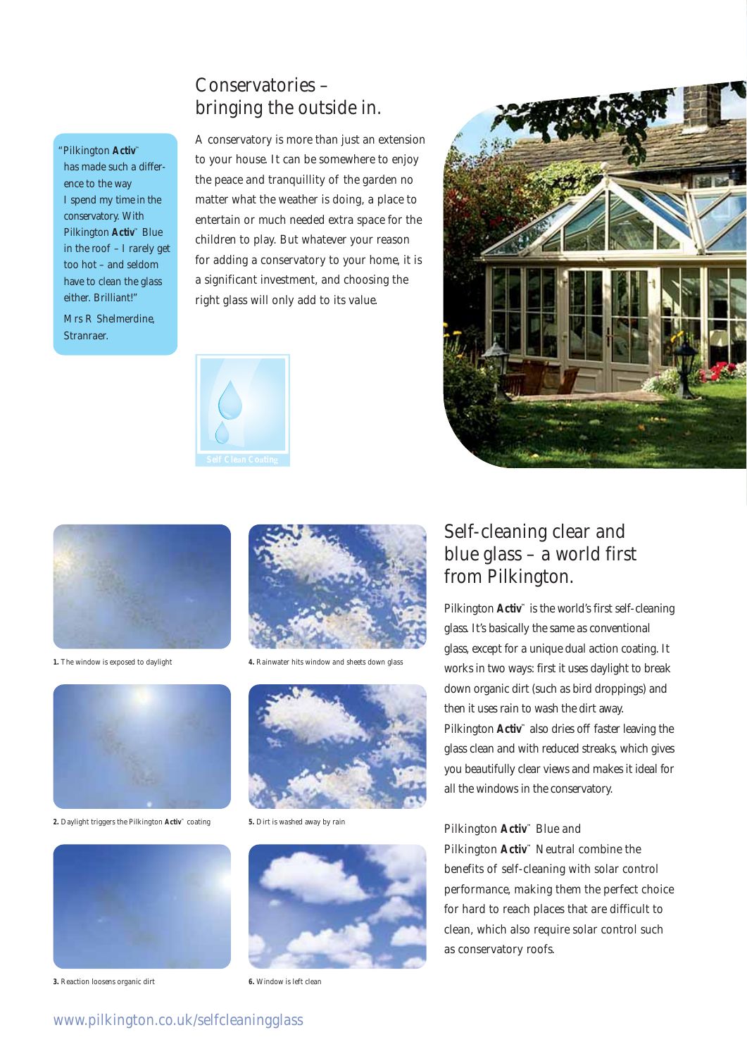"Pilkington **Activ**™ has made such a difference to the way I spend my time in the conservatory. With Pilkington **Activ**™ Blue in the roof – I rarely get too hot – and seldom have to clean the glass either. Brilliant!"

Mrs R Shelmerdine, Stranraer.

## Conservatories – bringing the outside in.

A conservatory is more than just an extension to your house. It can be somewhere to enjoy the peace and tranquillity of the garden no matter what the weather is doing, a place to entertain or much needed extra space for the children to play. But whatever your reason for adding a conservatory to your home, it is a significant investment, and choosing the right glass will only add to its value.

Self Clean Coating

**1.** The window is exposed to daylight

**2.** Daylight triggers the Pilkington **Activ**™ coating

**3.** Reaction loosens organic dirt

**4.** Rainwater hits window and sheets down glass

**5.** Dirt is washed away by rain

**6.** Window is left clean

## Self-cleaning clear and blue glass – a world first from Pilkington.

Pilkington **Activ**™ is the world's first self-cleaning glass. It's basically the same as conventional glass, except for a unique dual action coating. It works in two ways: first it uses daylight to break down organic dirt (such as bird droppings) and then it uses rain to wash the dirt away. Pilkington **Activ**™ also dries off faster leaving the glass clean and with reduced streaks, which gives you beautifully clear views and makes it ideal for all the windows in the conservatory.

Pilkington **Activ**™ Blue and Pilkington **Activ**™ Neutral combine the benefits of self-cleaning with solar control performance, making them the perfect choice for hard to reach places that are difficult to clean, which also require solar control such as conservatory roofs.

www.pilkington.co.uk/selfcleaningglass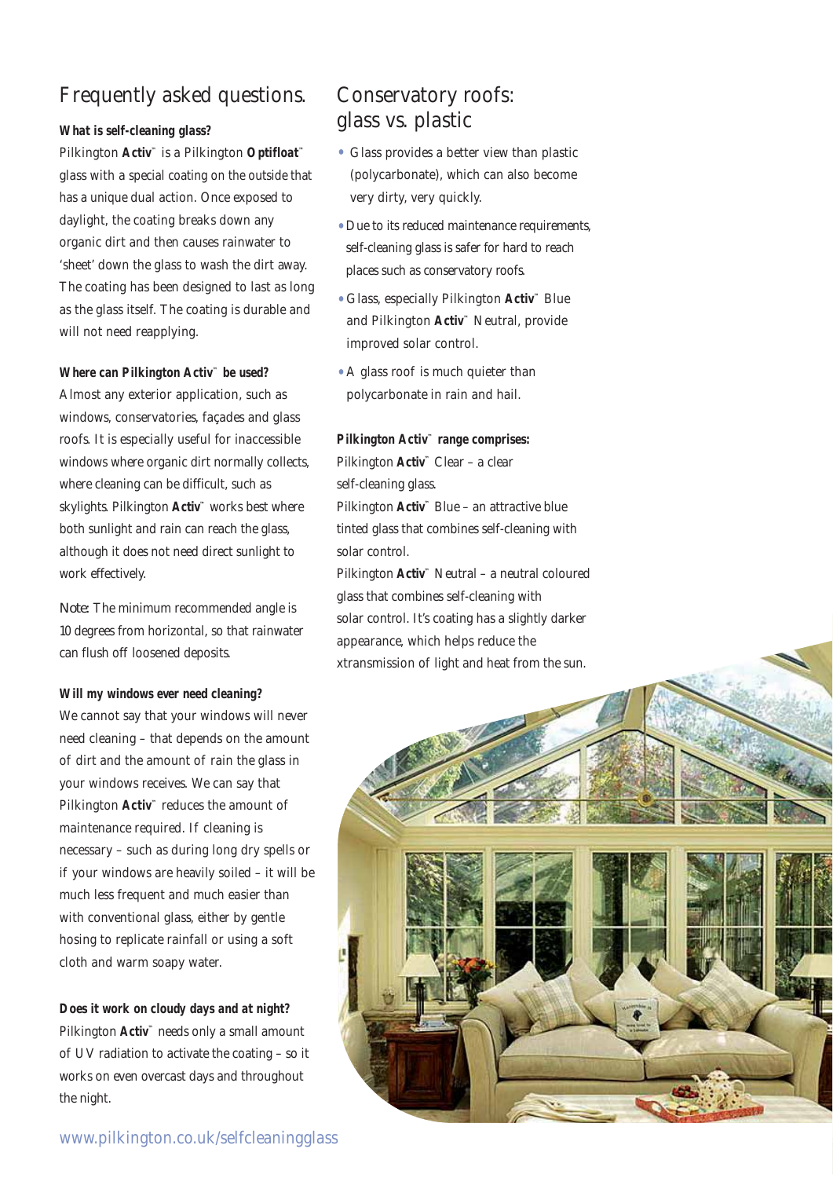## Frequently asked questions.

**What is self-cleaning glass?**

Pilkington **Activ**™ is a Pilkington **Optifloat**™ glass with a special coating on the outside that has a unique dual action. Once exposed to daylight, the coating breaks down any organic dirt and then causes rainwater to 'sheet' down the glass to wash the dirt away. The coating has been designed to last as long as the glass itself. The coating is durable and will not need reapplying.

**Where can Pilkington Activ™ be used?**

Almost any exterior application, such as windows, conservatories, façades and glass roofs. It is especially useful for inaccessible windows where organic dirt normally collects, where cleaning can be difficult, such as skylights. Pilkington **Activ**™ works best where both sunlight and rain can reach the glass, although it does not need direct sunlight to work effectively.

Note: The minimum recommended angle is 10 degrees from horizontal, so that rainwater can flush off loosened deposits.

**Will my windows ever need cleaning?**

We cannot say that your windows will never need cleaning – that depends on the amount of dirt and the amount of rain the glass in your windows receives. We can say that Pilkington **Activ**™ reduces the amount of maintenance required. If cleaning is necessary – such as during long dry spells or if your windows are heavily soiled – it will be much less frequent and much easier than with conventional glass, either by gentle hosing to replicate rainfall or using a soft cloth and warm soapy water.

**Does it work on cloudy days and at night?**

Pilkington **Activ**™ needs only a small amount of UV radiation to activate the coating – so it works on even overcast days and throughout the night.

## Conservatory roofs: glass vs. plastic

- Glass provides a better view than plastic (polycarbonate), which can also become very dirty, very quickly.
- Due to its reduced maintenance requirements, self-cleaning glass is safer for hard to reach places such as conservatory roofs.
- Glass, especially Pilkington **Activ**™ Blue and Pilkington **Activ**™ Neutral, provide improved solar control.
- A glass roof is much quieter than polycarbonate in rain and hail.

**Pilkington Activ™ range comprises:**

Pilkington **Activ**™ Clear – a clear self-cleaning glass.

Pilkington **Activ**™ Blue – an attractive blue tinted glass that combines self-cleaning with solar control.

Pilkington **Activ**™ Neutral – a neutral coloured glass that combines self-cleaning with solar control. It's coating has a slightly darker appearance, which helps reduce the xtransmission of light and heat from the sun.

www.pilkington.co.uk/selfcleaningglass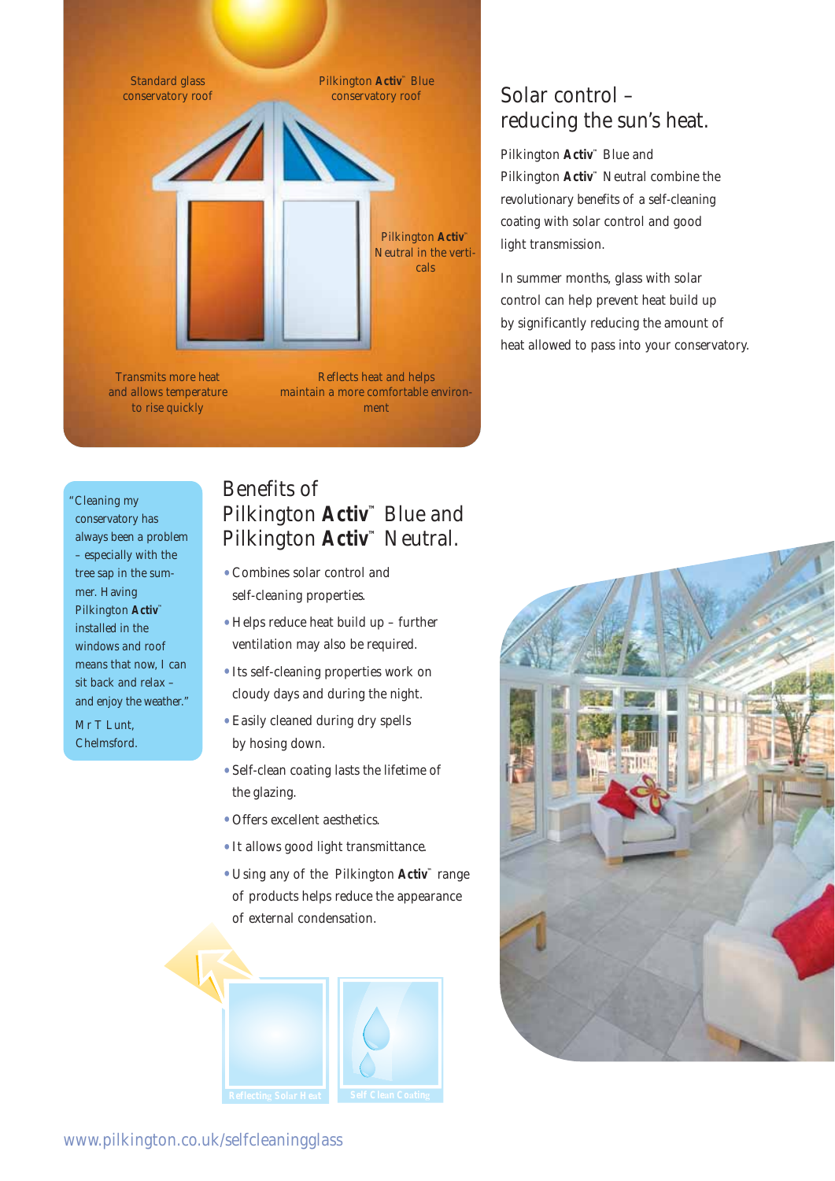Standard glass conservatory roof

Pilkington **Activ**™ Blue conservatory roof

Pilkington **Activ**™ Neutral in the verticals

Transmits more heat and allows temperature to rise quickly

Reflects heat and helps maintain a more comfortable environment

## Solar control – reducing the sun's heat.

Pilkington **Activ**™ Blue and Pilkington **Activ**™ Neutral combine the revolutionary benefits of a self-cleaning coating with solar control and good light transmission.

In summer months, glass with solar control can help prevent heat build up by significantly reducing the amount of heat allowed to pass into your conservatory.

"Cleaning my conservatory has always been a problem – especially with the tree sap in the summer. Having Pilkington **Activ**™ installed in the windows and roof means that now, I can sit back and relax – and enjoy the weather."

Mr T Lunt, Chelmsford.

## Benefits of Pilkington **Activ**™ Blue and Pilkington **Activ**™ Neutral.

- Combines solar control and self-cleaning properties.
- Helps reduce heat build up – further ventilation may also be required.
- Its self-cleaning properties work on cloudy days and during the night.
- Easily cleaned during dry spells by hosing down.
- Self-clean coating lasts the lifetime of the glazing.
- Offers excellent aesthetics.
- It allows good light transmittance.
- Using any of the Pilkington **Activ**™ range of products helps reduce the appearance of external condensation.

Reflecting Solar Heat

Self Clean Coating

www.pilkington.co.uk/selfcleaningglass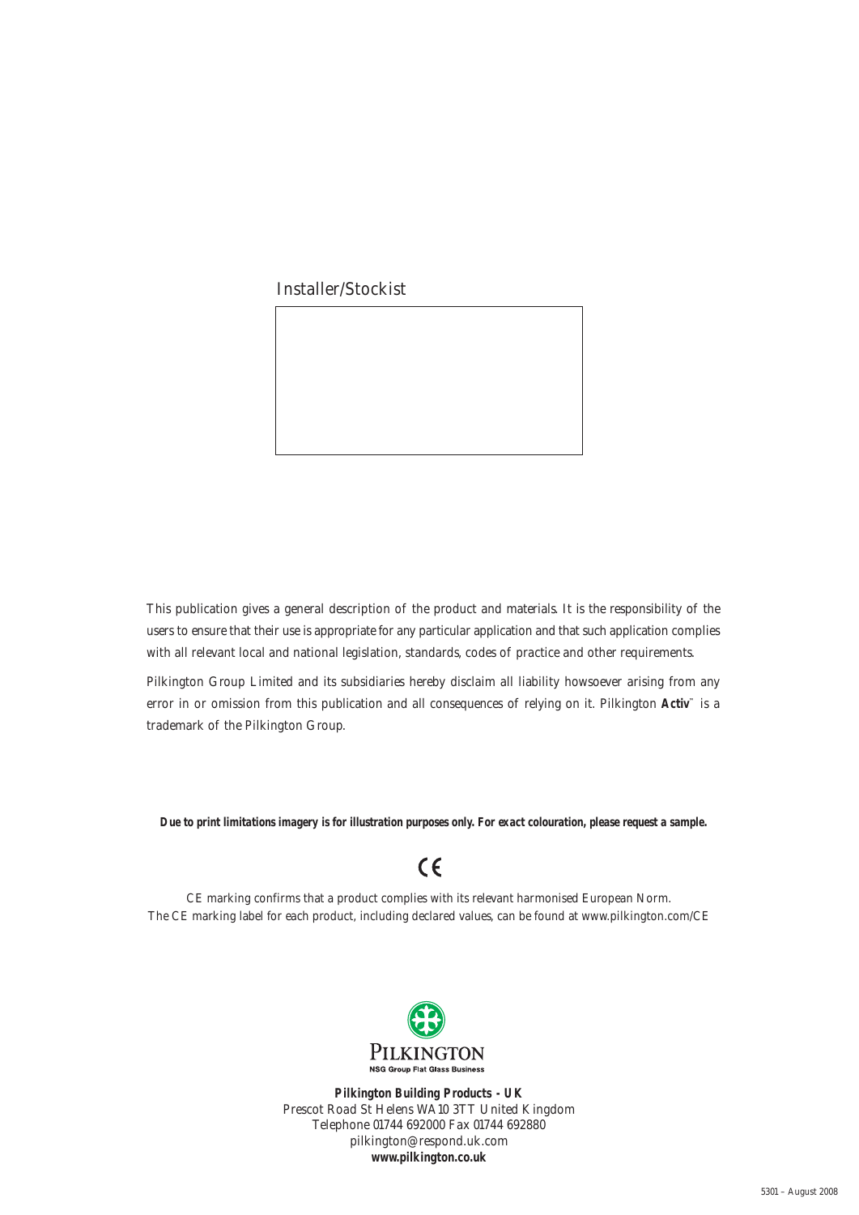Installer/Stockist

This publication gives a general description of the product and materials. It is the responsibility of the users to ensure that their use is appropriate for any particular application and that such application complies with all relevant local and national legislation, standards, codes of practice and other requirements.

Pilkington Group Limited and its subsidiaries hereby disclaim all liability howsoever arising from any error in or omission from this publication and all consequences of relying on it. Pilkington **Activ**™ is a trademark of the Pilkington Group.

**Due to print limitations imagery is for illustration purposes only. For exact colouration, please request a sample.**

CE

CE marking confirms that a product complies with its relevant harmonised European Norm.
The CE marking label for each product, including declared values, can be found at www.pilkington.com/CE

PILKINGTON
NSG Group Flat Glass Business

**Pilkington Building Products - UK**
Prescot Road St Helens WA10 3TT United Kingdom
Telephone 01744 692000 Fax 01744 692880
pilkington@respond.uk.com
**www.pilkington.co.uk**

5301 – August 2008